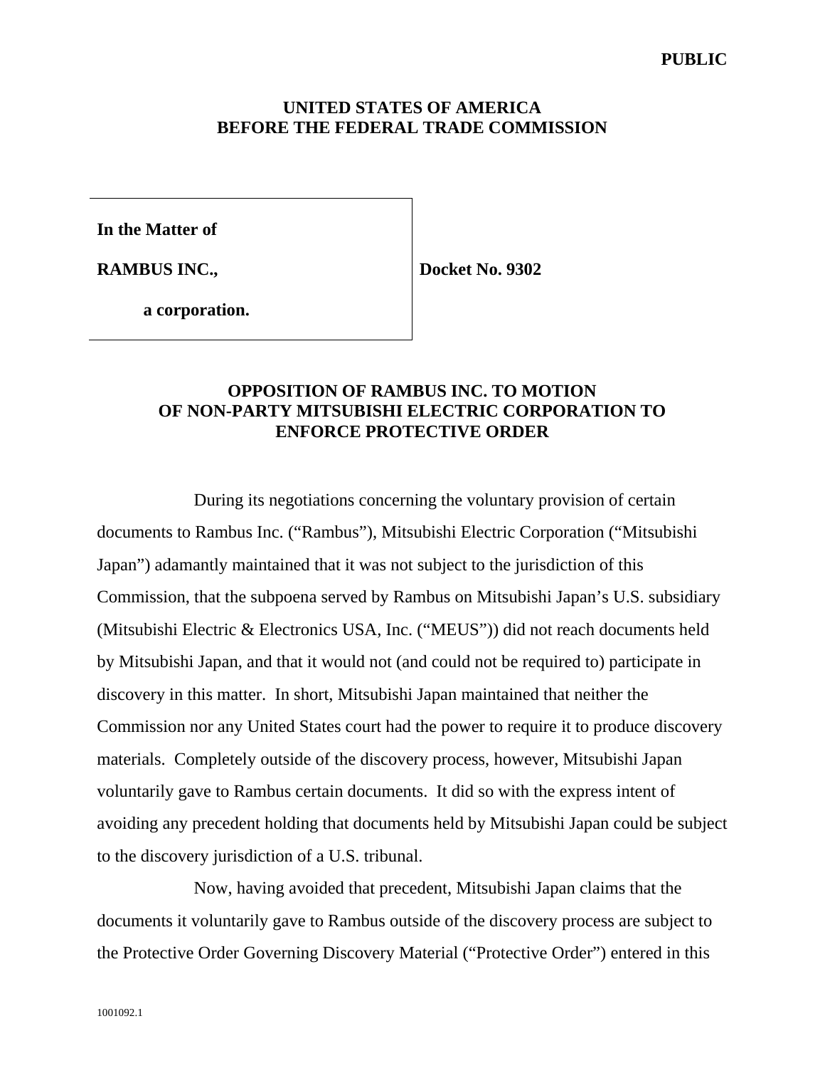**PUBLIC**

**UNITED STATES OF AMERICA**
**BEFORE THE FEDERAL TRADE COMMISSION**

| | |
|---|---|
| **In the Matter of** | |
| **RAMBUS INC.,** | **Docket No. 9302** |
| **a corporation.** | |

**OPPOSITION OF RAMBUS INC. TO MOTION OF NON-PARTY MITSUBISHI ELECTRIC CORPORATION TO ENFORCE PROTECTIVE ORDER**

During its negotiations concerning the voluntary provision of certain documents to Rambus Inc. ("Rambus"), Mitsubishi Electric Corporation ("Mitsubishi Japan") adamantly maintained that it was not subject to the jurisdiction of this Commission, that the subpoena served by Rambus on Mitsubishi Japan's U.S. subsidiary (Mitsubishi Electric & Electronics USA, Inc. ("MEUS")) did not reach documents held by Mitsubishi Japan, and that it would not (and could not be required to) participate in discovery in this matter. In short, Mitsubishi Japan maintained that neither the Commission nor any United States court had the power to require it to produce discovery materials. Completely outside of the discovery process, however, Mitsubishi Japan voluntarily gave to Rambus certain documents. It did so with the express intent of avoiding any precedent holding that documents held by Mitsubishi Japan could be subject to the discovery jurisdiction of a U.S. tribunal.

Now, having avoided that precedent, Mitsubishi Japan claims that the documents it voluntarily gave to Rambus outside of the discovery process are subject to the Protective Order Governing Discovery Material ("Protective Order") entered in this

1001092.1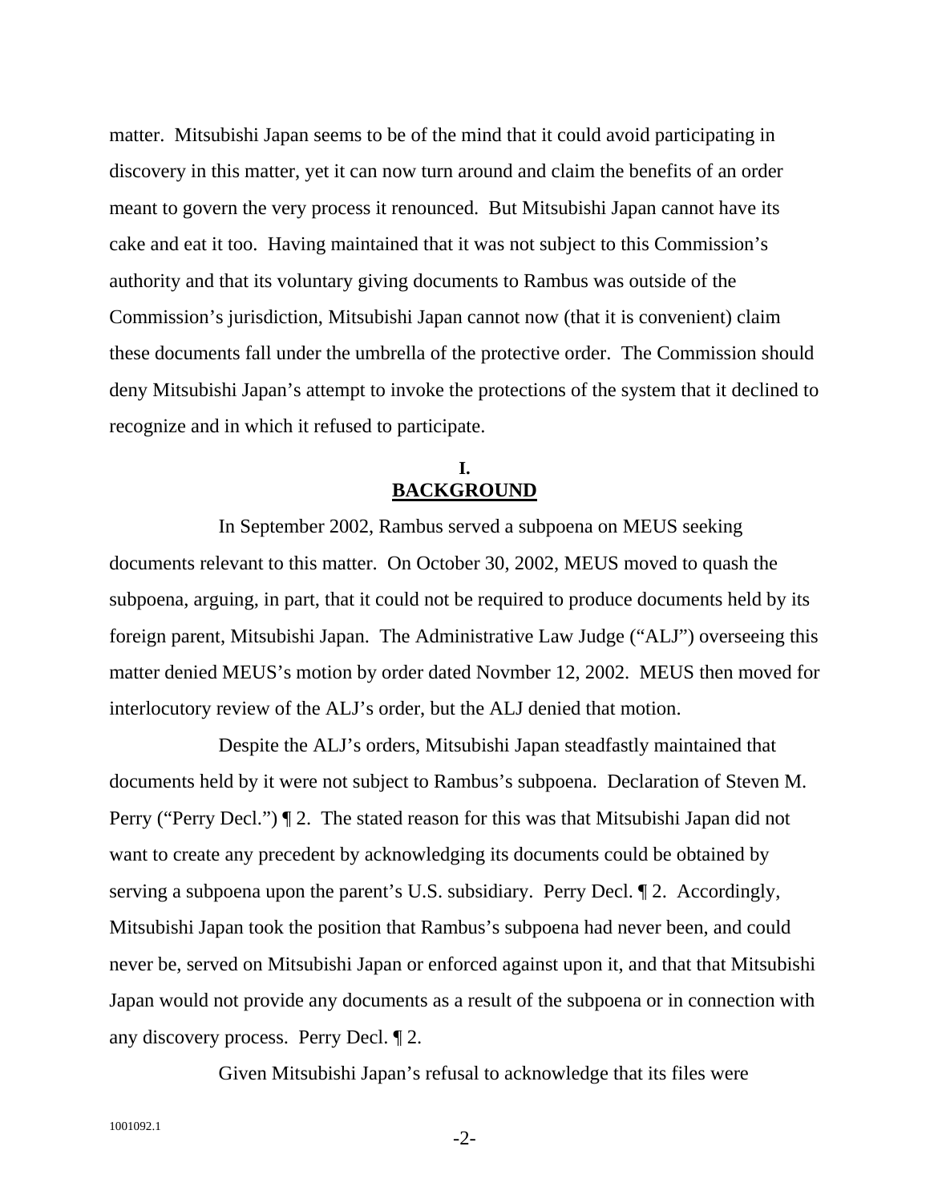matter. Mitsubishi Japan seems to be of the mind that it could avoid participating in discovery in this matter, yet it can now turn around and claim the benefits of an order meant to govern the very process it renounced. But Mitsubishi Japan cannot have its cake and eat it too. Having maintained that it was not subject to this Commission's authority and that its voluntary giving documents to Rambus was outside of the Commission's jurisdiction, Mitsubishi Japan cannot now (that it is convenient) claim these documents fall under the umbrella of the protective order. The Commission should deny Mitsubishi Japan's attempt to invoke the protections of the system that it declined to recognize and in which it refused to participate.

## I.
## BACKGROUND

In September 2002, Rambus served a subpoena on MEUS seeking documents relevant to this matter. On October 30, 2002, MEUS moved to quash the subpoena, arguing, in part, that it could not be required to produce documents held by its foreign parent, Mitsubishi Japan. The Administrative Law Judge ("ALJ") overseeing this matter denied MEUS's motion by order dated Novmber 12, 2002. MEUS then moved for interlocutory review of the ALJ's order, but the ALJ denied that motion.

Despite the ALJ's orders, Mitsubishi Japan steadfastly maintained that documents held by it were not subject to Rambus's subpoena. Declaration of Steven M. Perry ("Perry Decl.") ¶ 2. The stated reason for this was that Mitsubishi Japan did not want to create any precedent by acknowledging its documents could be obtained by serving a subpoena upon the parent's U.S. subsidiary. Perry Decl. ¶ 2. Accordingly, Mitsubishi Japan took the position that Rambus's subpoena had never been, and could never be, served on Mitsubishi Japan or enforced against upon it, and that that Mitsubishi Japan would not provide any documents as a result of the subpoena or in connection with any discovery process. Perry Decl. ¶ 2.

Given Mitsubishi Japan's refusal to acknowledge that its files were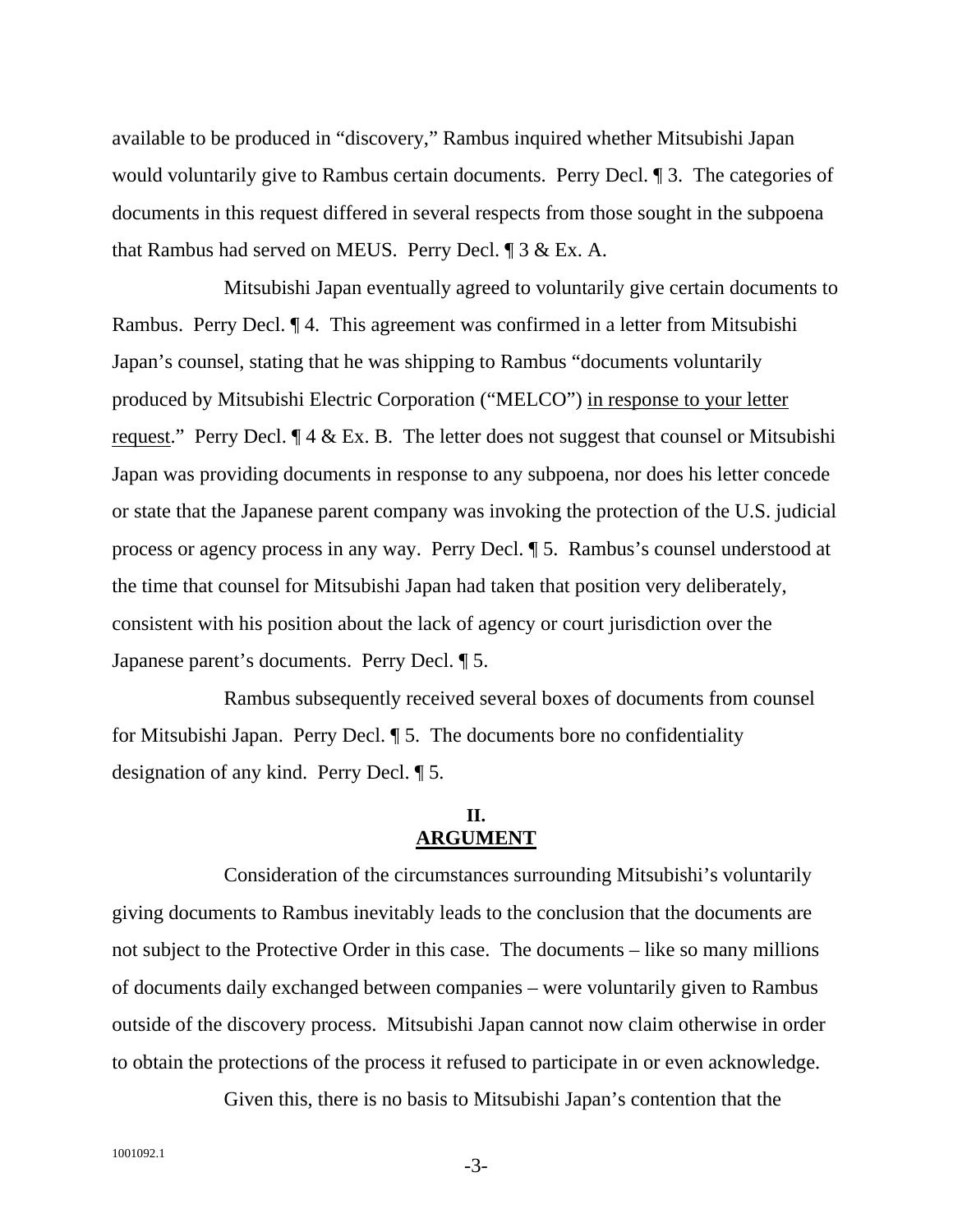available to be produced in "discovery," Rambus inquired whether Mitsubishi Japan would voluntarily give to Rambus certain documents. Perry Decl. ¶ 3. The categories of documents in this request differed in several respects from those sought in the subpoena that Rambus had served on MEUS. Perry Decl. ¶ 3 & Ex. A.

Mitsubishi Japan eventually agreed to voluntarily give certain documents to Rambus. Perry Decl. ¶ 4. This agreement was confirmed in a letter from Mitsubishi Japan's counsel, stating that he was shipping to Rambus "documents voluntarily produced by Mitsubishi Electric Corporation ("MELCO") <u>in response to your letter request</u>." Perry Decl. ¶ 4 & Ex. B. The letter does not suggest that counsel or Mitsubishi Japan was providing documents in response to any subpoena, nor does his letter concede or state that the Japanese parent company was invoking the protection of the U.S. judicial process or agency process in any way. Perry Decl. ¶ 5. Rambus's counsel understood at the time that counsel for Mitsubishi Japan had taken that position very deliberately, consistent with his position about the lack of agency or court jurisdiction over the Japanese parent's documents. Perry Decl. ¶ 5.

Rambus subsequently received several boxes of documents from counsel for Mitsubishi Japan. Perry Decl. ¶ 5. The documents bore no confidentiality designation of any kind. Perry Decl. ¶ 5.

## II. <u>ARGUMENT</u>

Consideration of the circumstances surrounding Mitsubishi's voluntarily giving documents to Rambus inevitably leads to the conclusion that the documents are not subject to the Protective Order in this case. The documents – like so many millions of documents daily exchanged between companies – were voluntarily given to Rambus outside of the discovery process. Mitsubishi Japan cannot now claim otherwise in order to obtain the protections of the process it refused to participate in or even acknowledge.

Given this, there is no basis to Mitsubishi Japan's contention that the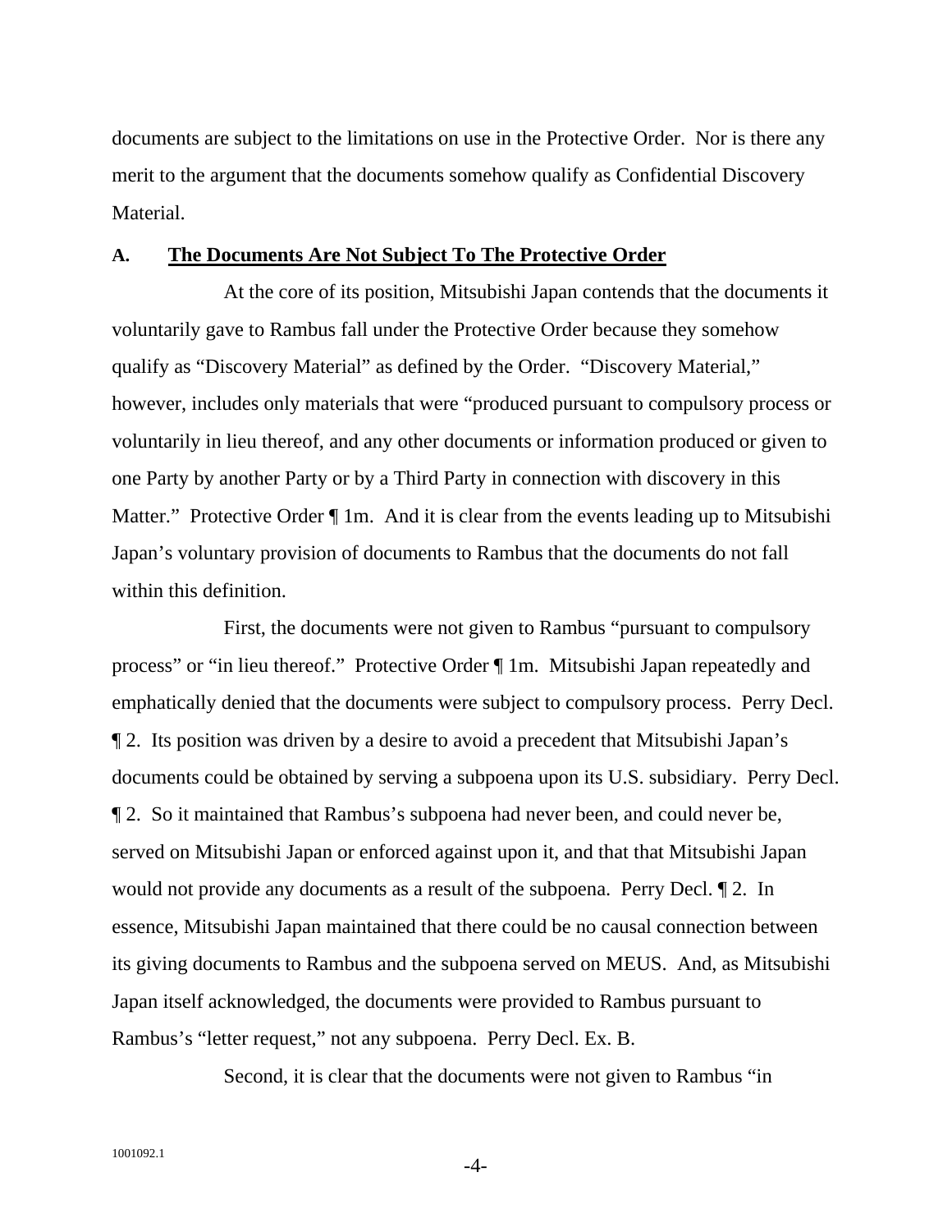documents are subject to the limitations on use in the Protective Order. Nor is there any merit to the argument that the documents somehow qualify as Confidential Discovery Material.

### A. The Documents Are Not Subject To The Protective Order

At the core of its position, Mitsubishi Japan contends that the documents it voluntarily gave to Rambus fall under the Protective Order because they somehow qualify as "Discovery Material" as defined by the Order. "Discovery Material," however, includes only materials that were "produced pursuant to compulsory process or voluntarily in lieu thereof, and any other documents or information produced or given to one Party by another Party or by a Third Party in connection with discovery in this Matter." Protective Order ¶ 1m. And it is clear from the events leading up to Mitsubishi Japan's voluntary provision of documents to Rambus that the documents do not fall within this definition.

First, the documents were not given to Rambus "pursuant to compulsory process" or "in lieu thereof." Protective Order ¶ 1m. Mitsubishi Japan repeatedly and emphatically denied that the documents were subject to compulsory process. Perry Decl. ¶ 2. Its position was driven by a desire to avoid a precedent that Mitsubishi Japan's documents could be obtained by serving a subpoena upon its U.S. subsidiary. Perry Decl. ¶ 2. So it maintained that Rambus's subpoena had never been, and could never be, served on Mitsubishi Japan or enforced against upon it, and that that Mitsubishi Japan would not provide any documents as a result of the subpoena. Perry Decl. ¶ 2. In essence, Mitsubishi Japan maintained that there could be no causal connection between its giving documents to Rambus and the subpoena served on MEUS. And, as Mitsubishi Japan itself acknowledged, the documents were provided to Rambus pursuant to Rambus's "letter request," not any subpoena. Perry Decl. Ex. B.

Second, it is clear that the documents were not given to Rambus "in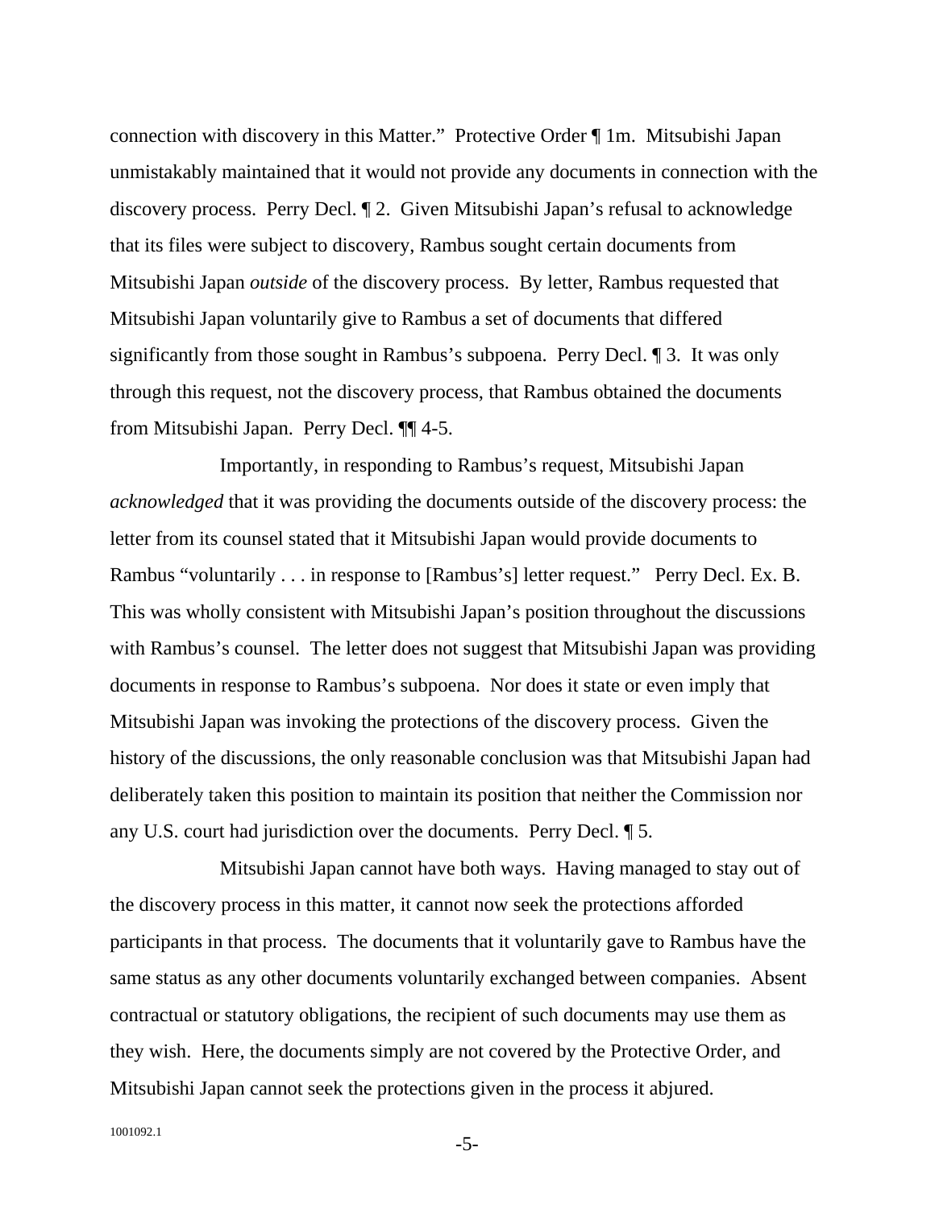connection with discovery in this Matter." Protective Order ¶ 1m. Mitsubishi Japan unmistakably maintained that it would not provide any documents in connection with the discovery process. Perry Decl. ¶ 2. Given Mitsubishi Japan's refusal to acknowledge that its files were subject to discovery, Rambus sought certain documents from Mitsubishi Japan *outside* of the discovery process. By letter, Rambus requested that Mitsubishi Japan voluntarily give to Rambus a set of documents that differed significantly from those sought in Rambus's subpoena. Perry Decl. ¶ 3. It was only through this request, not the discovery process, that Rambus obtained the documents from Mitsubishi Japan. Perry Decl. ¶¶ 4-5.

Importantly, in responding to Rambus's request, Mitsubishi Japan *acknowledged* that it was providing the documents outside of the discovery process: the letter from its counsel stated that it Mitsubishi Japan would provide documents to Rambus "voluntarily . . . in response to [Rambus's] letter request." Perry Decl. Ex. B. This was wholly consistent with Mitsubishi Japan's position throughout the discussions with Rambus's counsel. The letter does not suggest that Mitsubishi Japan was providing documents in response to Rambus's subpoena. Nor does it state or even imply that Mitsubishi Japan was invoking the protections of the discovery process. Given the history of the discussions, the only reasonable conclusion was that Mitsubishi Japan had deliberately taken this position to maintain its position that neither the Commission nor any U.S. court had jurisdiction over the documents. Perry Decl. ¶ 5.

Mitsubishi Japan cannot have both ways. Having managed to stay out of the discovery process in this matter, it cannot now seek the protections afforded participants in that process. The documents that it voluntarily gave to Rambus have the same status as any other documents voluntarily exchanged between companies. Absent contractual or statutory obligations, the recipient of such documents may use them as they wish. Here, the documents simply are not covered by the Protective Order, and Mitsubishi Japan cannot seek the protections given in the process it abjured.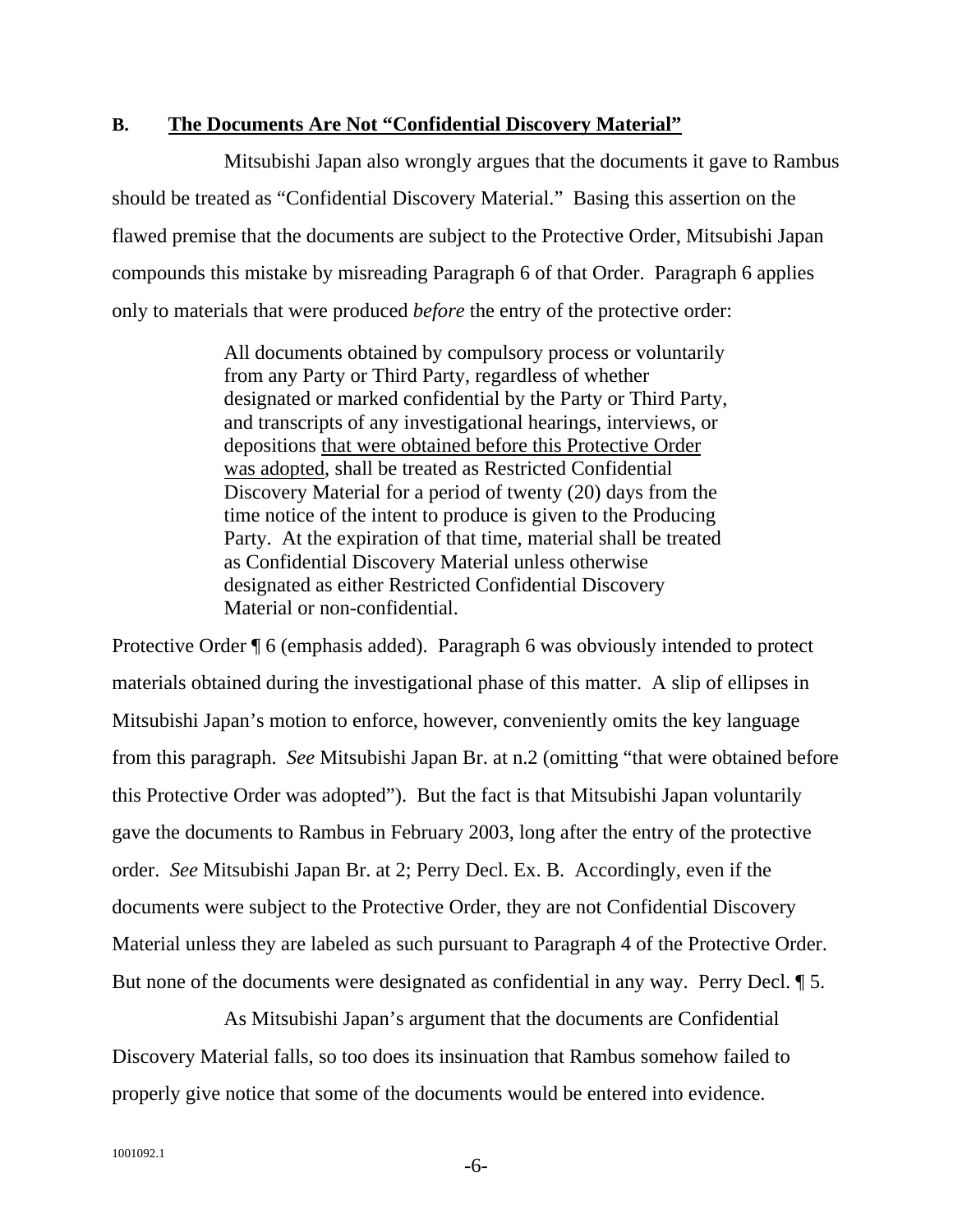### B. The Documents Are Not "Confidential Discovery Material"

Mitsubishi Japan also wrongly argues that the documents it gave to Rambus should be treated as "Confidential Discovery Material." Basing this assertion on the flawed premise that the documents are subject to the Protective Order, Mitsubishi Japan compounds this mistake by misreading Paragraph 6 of that Order. Paragraph 6 applies only to materials that were produced *before* the entry of the protective order:

> All documents obtained by compulsory process or voluntarily from any Party or Third Party, regardless of whether designated or marked confidential by the Party or Third Party, and transcripts of any investigational hearings, interviews, or depositions <u>that were obtained before this Protective Order was adopted</u>, shall be treated as Restricted Confidential Discovery Material for a period of twenty (20) days from the time notice of the intent to produce is given to the Producing Party. At the expiration of that time, material shall be treated as Confidential Discovery Material unless otherwise designated as either Restricted Confidential Discovery Material or non-confidential.

Protective Order ¶ 6 (emphasis added). Paragraph 6 was obviously intended to protect materials obtained during the investigational phase of this matter. A slip of ellipses in Mitsubishi Japan's motion to enforce, however, conveniently omits the key language from this paragraph. *See* Mitsubishi Japan Br. at n.2 (omitting "that were obtained before this Protective Order was adopted"). But the fact is that Mitsubishi Japan voluntarily gave the documents to Rambus in February 2003, long after the entry of the protective order. *See* Mitsubishi Japan Br. at 2; Perry Decl. Ex. B. Accordingly, even if the documents were subject to the Protective Order, they are not Confidential Discovery Material unless they are labeled as such pursuant to Paragraph 4 of the Protective Order. But none of the documents were designated as confidential in any way. Perry Decl. ¶ 5.

As Mitsubishi Japan's argument that the documents are Confidential Discovery Material falls, so too does its insinuation that Rambus somehow failed to properly give notice that some of the documents would be entered into evidence.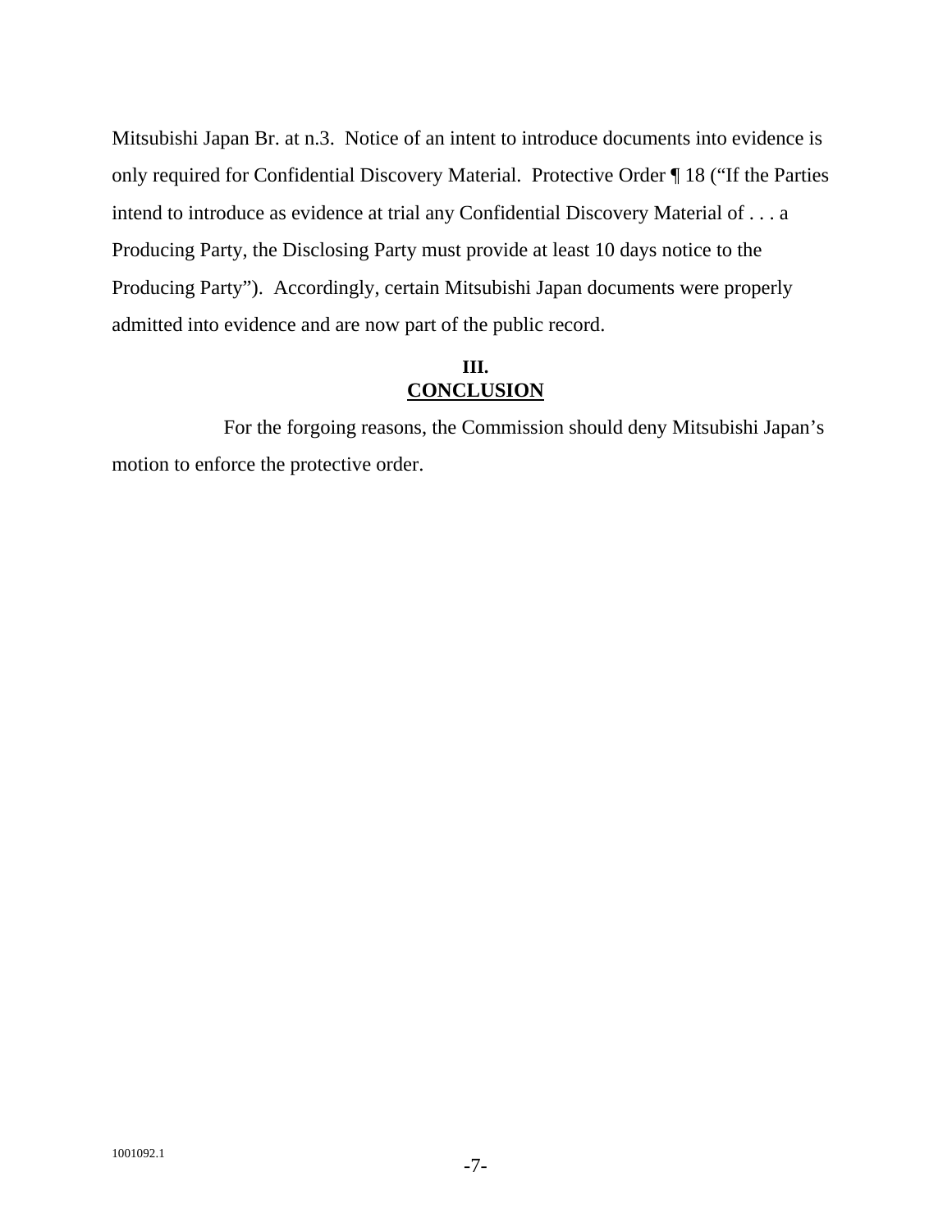Mitsubishi Japan Br. at n.3. Notice of an intent to introduce documents into evidence is only required for Confidential Discovery Material. Protective Order ¶ 18 ("If the Parties intend to introduce as evidence at trial any Confidential Discovery Material of . . . a Producing Party, the Disclosing Party must provide at least 10 days notice to the Producing Party"). Accordingly, certain Mitsubishi Japan documents were properly admitted into evidence and are now part of the public record.

## III. CONCLUSION

For the forgoing reasons, the Commission should deny Mitsubishi Japan's motion to enforce the protective order.

1001092.1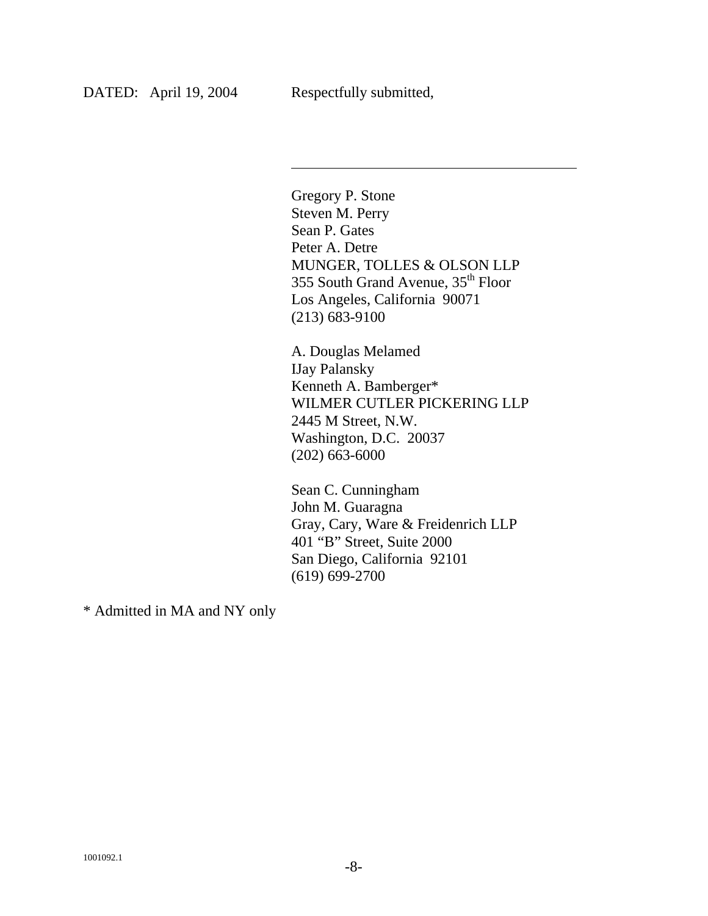DATED: April 19, 2004 Respectfully submitted,

\_\_\_\_\_\_\_\_\_\_\_\_\_\_\_\_\_\_\_\_\_\_\_\_\_\_\_\_\_\_\_\_\_\_\_\_\_\_

Gregory P. Stone
Steven M. Perry
Sean P. Gates
Peter A. Detre
MUNGER, TOLLES & OLSON LLP
355 South Grand Avenue, 35th Floor
Los Angeles, California 90071
(213) 683-9100

A. Douglas Melamed
IJay Palansky
Kenneth A. Bamberger*
WILMER CUTLER PICKERING LLP
2445 M Street, N.W.
Washington, D.C. 20037
(202) 663-6000

Sean C. Cunningham
John M. Guaragna
Gray, Cary, Ware & Freidenrich LLP
401 "B" Street, Suite 2000
San Diego, California 92101
(619) 699-2700

* Admitted in MA and NY only

1001092.1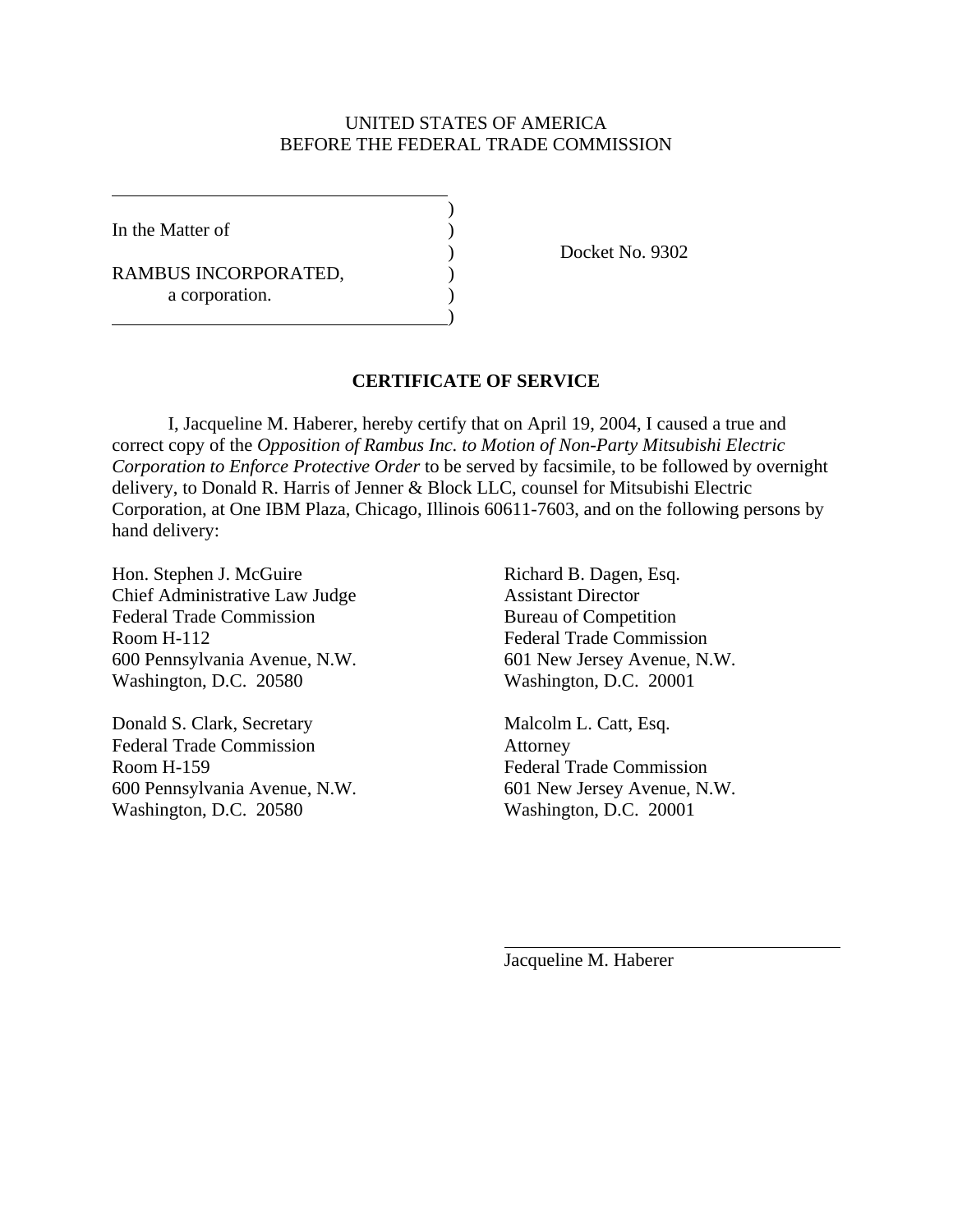UNITED STATES OF AMERICA
BEFORE THE FEDERAL TRADE COMMISSION

In the Matter of

RAMBUS INCORPORATED,
a corporation.

Docket No. 9302

**CERTIFICATE OF SERVICE**

I, Jacqueline M. Haberer, hereby certify that on April 19, 2004, I caused a true and correct copy of the *Opposition of Rambus Inc. to Motion of Non-Party Mitsubishi Electric Corporation to Enforce Protective Order* to be served by facsimile, to be followed by overnight delivery, to Donald R. Harris of Jenner & Block LLC, counsel for Mitsubishi Electric Corporation, at One IBM Plaza, Chicago, Illinois 60611-7603, and on the following persons by hand delivery:

Hon. Stephen J. McGuire
Chief Administrative Law Judge
Federal Trade Commission
Room H-112
600 Pennsylvania Avenue, N.W.
Washington, D.C. 20580

Donald S. Clark, Secretary
Federal Trade Commission
Room H-159
600 Pennsylvania Avenue, N.W.
Washington, D.C. 20580

Richard B. Dagen, Esq.
Assistant Director
Bureau of Competition
Federal Trade Commission
601 New Jersey Avenue, N.W.
Washington, D.C. 20001

Malcolm L. Catt, Esq.
Attorney
Federal Trade Commission
601 New Jersey Avenue, N.W.
Washington, D.C. 20001

Jacqueline M. Haberer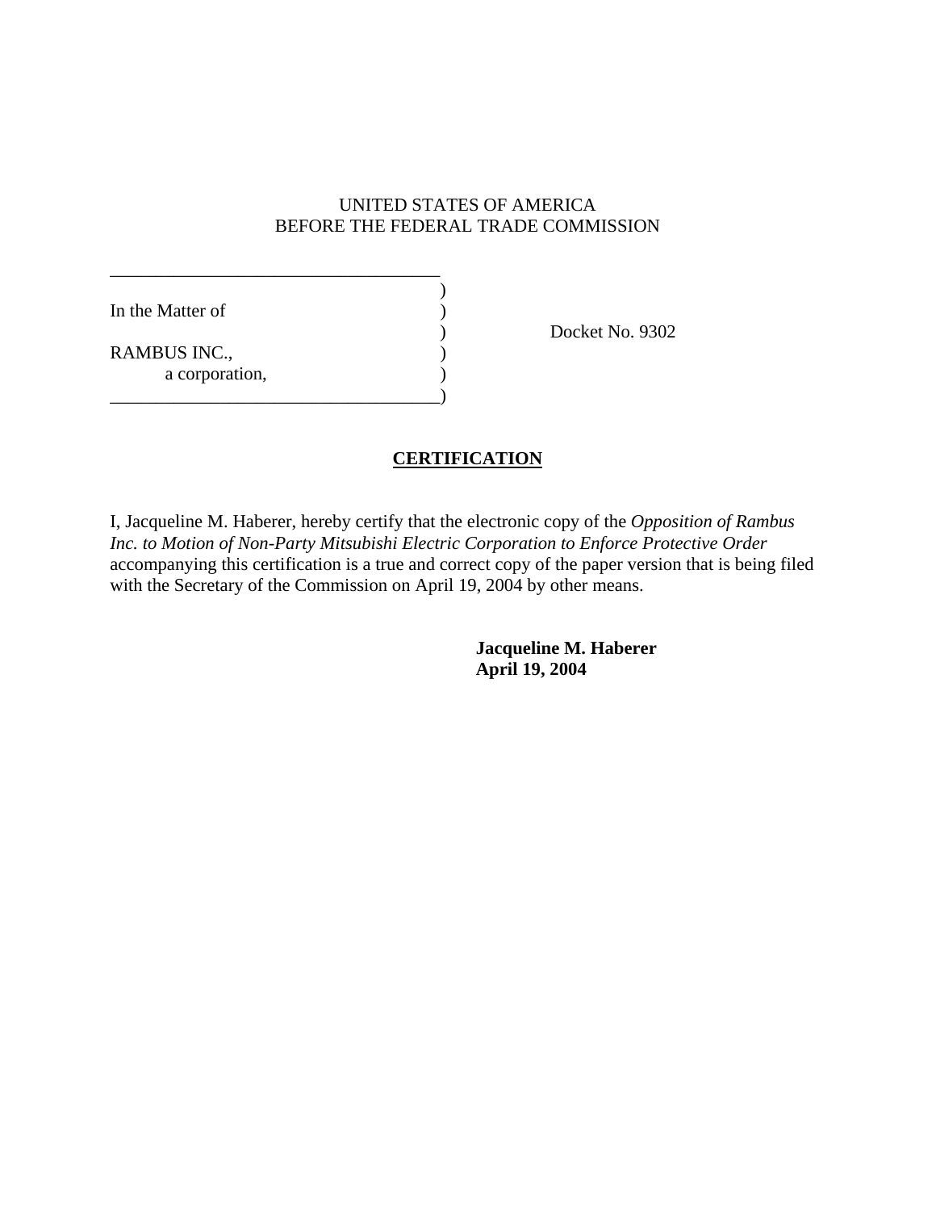UNITED STATES OF AMERICA
BEFORE THE FEDERAL TRADE COMMISSION

| | | |
|---|---|---|
| In the Matter of | ) | |
| | ) | Docket No. 9302 |
| RAMBUS INC., | ) | |
| a corporation, | ) | |

## **CERTIFICATION**

I, Jacqueline M. Haberer, hereby certify that the electronic copy of the *Opposition of Rambus Inc. to Motion of Non-Party Mitsubishi Electric Corporation to Enforce Protective Order* accompanying this certification is a true and correct copy of the paper version that is being filed with the Secretary of the Commission on April 19, 2004 by other means.

**Jacqueline M. Haberer**
**April 19, 2004**